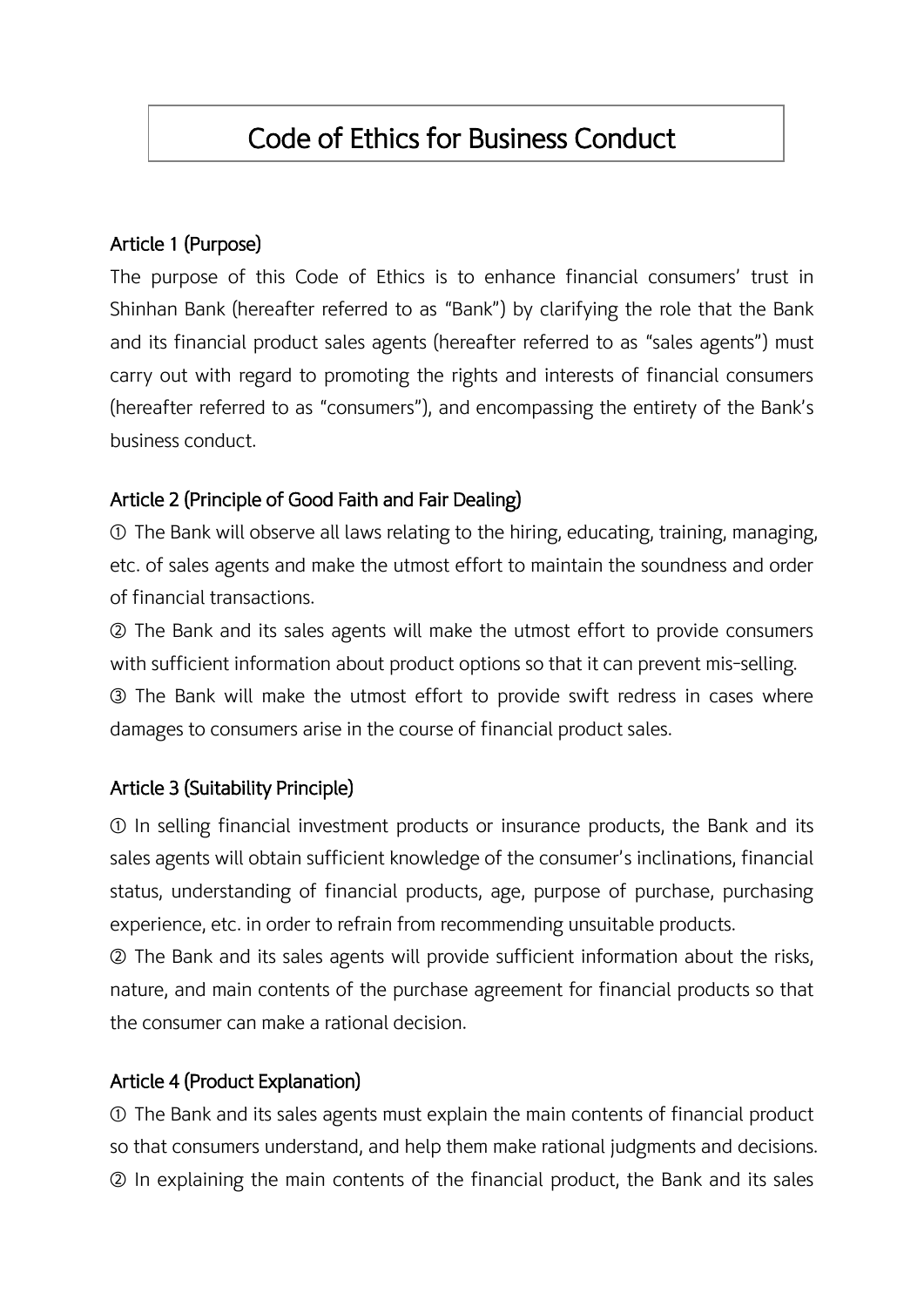# Code of Ethics for Business Conduct

## Article 1 (Purpose)

The purpose of this Code of Ethics is to enhance financial consumers' trust in Shinhan Bank (hereafter referred to as "Bank") by clarifying the role that the Bank and its financial product sales agents (hereafter referred to as "sales agents") must carry out with regard to promoting the rights and interests of financial consumers (hereafter referred to as "consumers"), and encompassing the entirety of the Bank's business conduct.

## Article 2 (Principle of Good Faith and Fair Dealing)

① The Bank will observe all laws relating to the hiring, educating, training, managing, etc. of sales agents and make the utmost effort to maintain the soundness and order of financial transactions.

② The Bank and its sales agents will make the utmost effort to provide consumers with sufficient information about product options so that it can prevent mis-selling.

③ The Bank will make the utmost effort to provide swift redress in cases where damages to consumers arise in the course of financial product sales.

## Article 3 (Suitability Principle)

① In selling financial investment products or insurance products, the Bank and its sales agents will obtain sufficient knowledge of the consumer's inclinations, financial status, understanding of financial products, age, purpose of purchase, purchasing experience, etc. in order to refrain from recommending unsuitable products.

② The Bank and its sales agents will provide sufficient information about the risks, nature, and main contents of the purchase agreement for financial products so that the consumer can make a rational decision.

## Article 4 (Product Explanation)

① The Bank and its sales agents must explain the main contents of financial product so that consumers understand, and help them make rational judgments and decisions.

② In explaining the main contents of the financial product, the Bank and its sales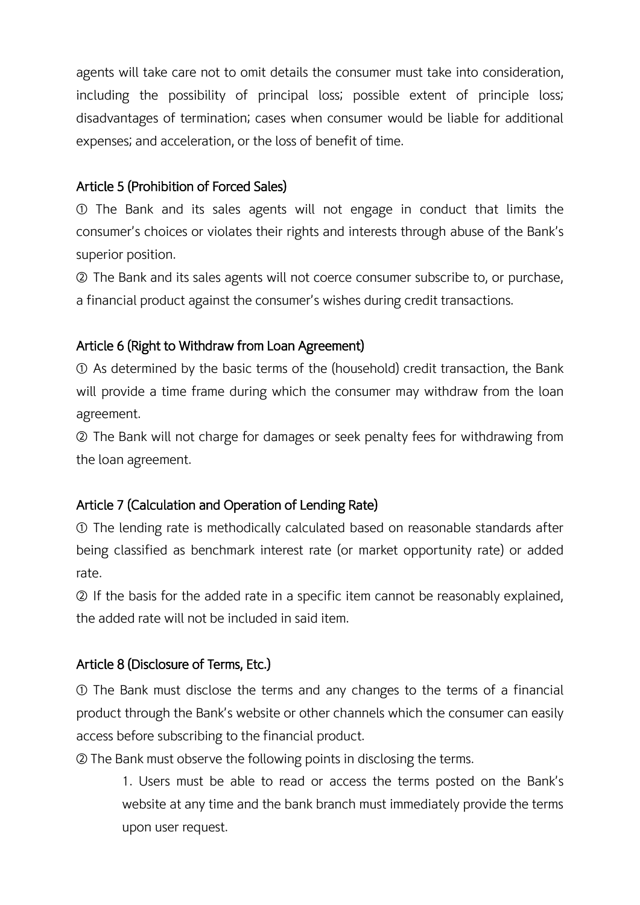agents will take care not to omit details the consumer must take into consideration, including the possibility of principal loss; possible extent of principle loss; disadvantages of termination; cases when consumer would be liable for additional expenses; and acceleration, or the loss of benefit of time.

### Article 5 (Prohibition of Forced Sales)

① The Bank and its sales agents will not engage in conduct that limits the consumer's choices or violates their rights and interests through abuse of the Bank's superior position.

② The Bank and its sales agents will not coerce consumer subscribe to, or purchase, a financial product against the consumer's wishes during credit transactions.

### Article 6 (Right to Withdraw from Loan Agreement)

① As determined by the basic terms of the (household) credit transaction, the Bank will provide a time frame during which the consumer may withdraw from the loan agreement.

② The Bank will not charge for damages or seek penalty fees for withdrawing from the loan agreement.

### Article 7 (Calculation and Operation of Lending Rate)

① The lending rate is methodically calculated based on reasonable standards after being classified as benchmark interest rate (or market opportunity rate) or added rate.

② If the basis for the added rate in a specific item cannot be reasonably explained, the added rate will not be included in said item.

### Article 8 (Disclosure of Terms, Etc.)

① The Bank must disclose the terms and any changes to the terms of a financial product through the Bank's website or other channels which the consumer can easily access before subscribing to the financial product.

② The Bank must observe the following points in disclosing the terms.

1. Users must be able to read or access the terms posted on the Bank's website at any time and the bank branch must immediately provide the terms upon user request.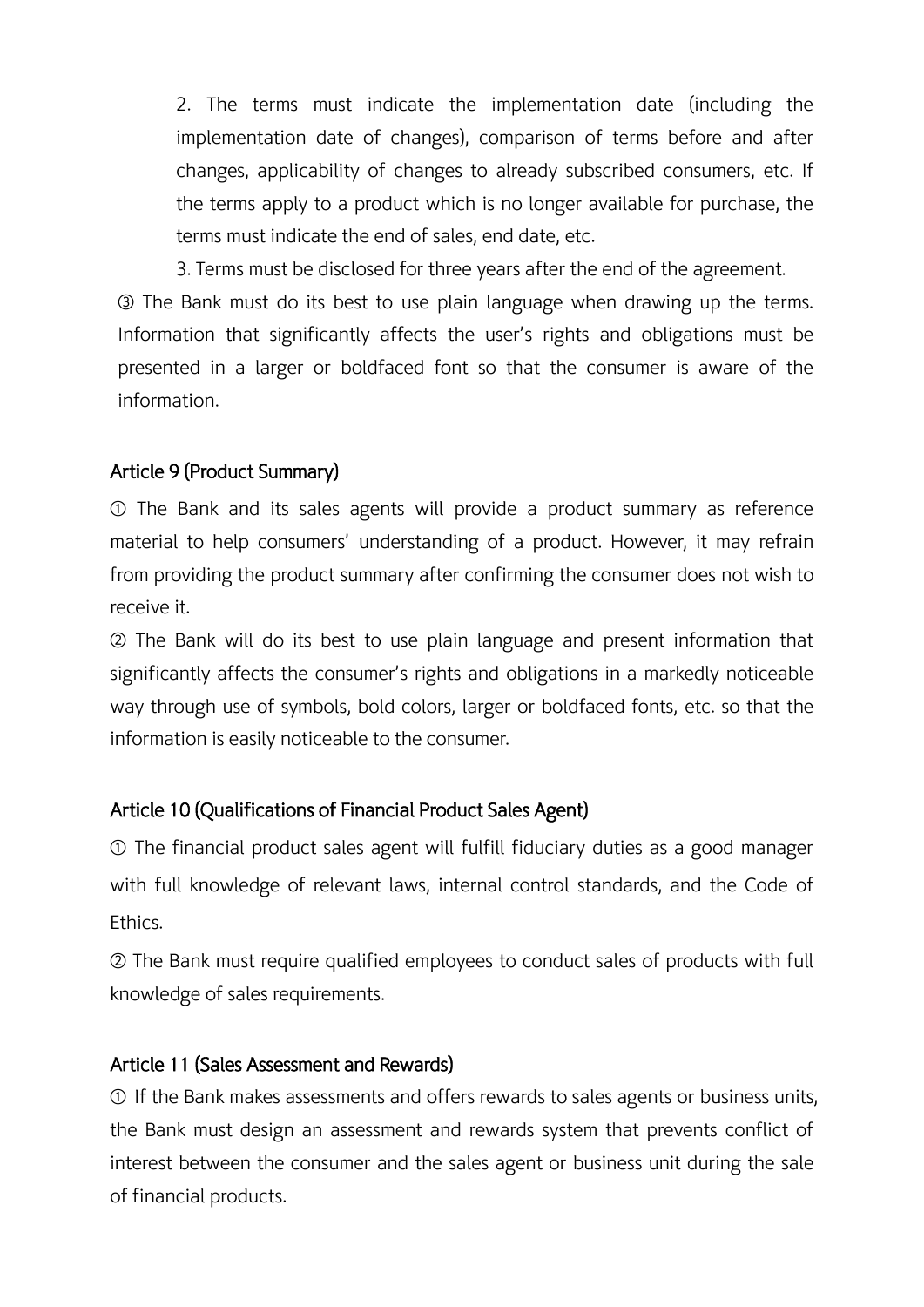2. The terms must indicate the implementation date (including the implementation date of changes), comparison of terms before and after changes, applicability of changes to already subscribed consumers, etc. If the terms apply to a product which is no longer available for purchase, the terms must indicate the end of sales, end date, etc.

3. Terms must be disclosed for three years after the end of the agreement.

③ The Bank must do its best to use plain language when drawing up the terms. Information that significantly affects the user's rights and obligations must be presented in a larger or boldfaced font so that the consumer is aware of the information.

## Article 9 (Product Summary)

① The Bank and its sales agents will provide a product summary as reference material to help consumers' understanding of a product. However, it may refrain from providing the product summary after confirming the consumer does not wish to receive it.

② The Bank will do its best to use plain language and present information that significantly affects the consumer's rights and obligations in a markedly noticeable way through use of symbols, bold colors, larger or boldfaced fonts, etc. so that the information is easily noticeable to the consumer.

## Article 10 (Qualifications of Financial Product Sales Agent)

① The financial product sales agent will fulfill fiduciary duties as a good manager with full knowledge of relevant laws, internal control standards, and the Code of Ethics.

② The Bank must require qualified employees to conduct sales of products with full knowledge of sales requirements.

## Article 11 (Sales Assessment and Rewards)

① If the Bank makes assessments and offers rewards to sales agents or business units, the Bank must design an assessment and rewards system that prevents conflict of interest between the consumer and the sales agent or business unit during the sale of financial products.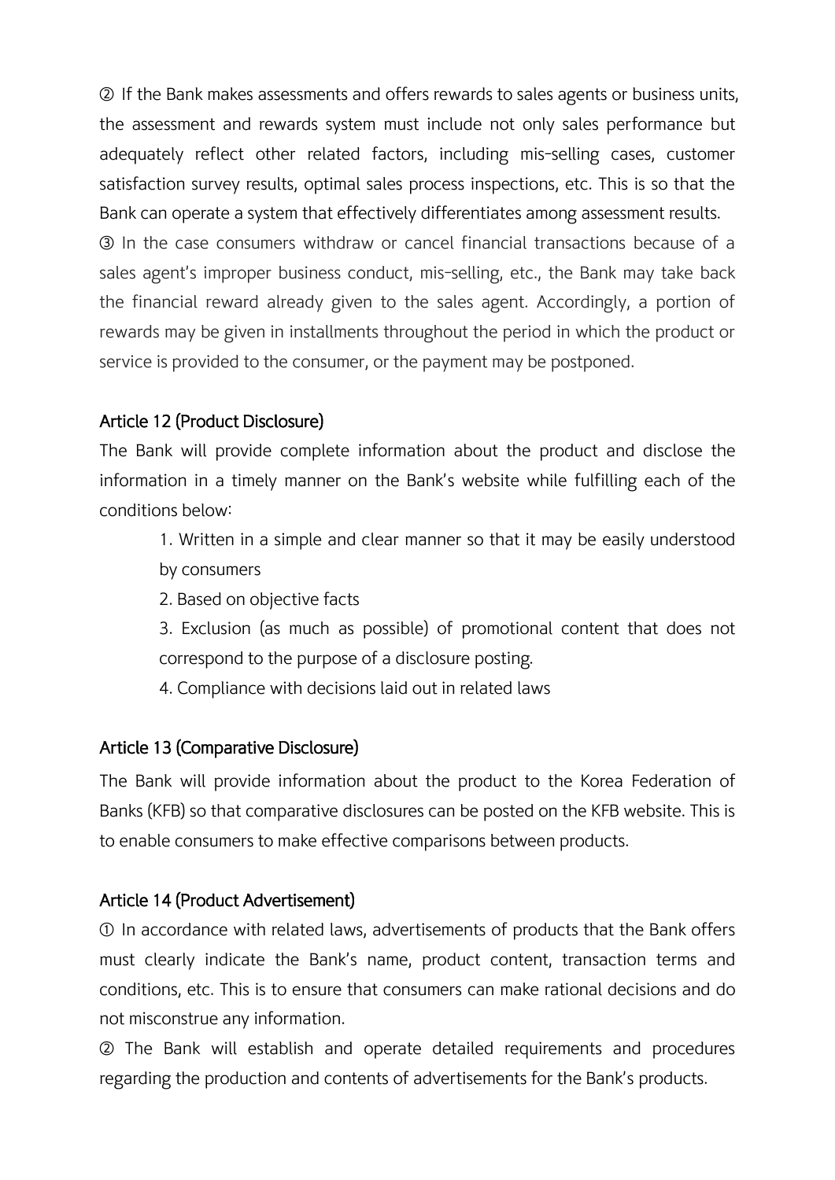② If the Bank makes assessments and offers rewards to sales agents or business units, the assessment and rewards system must include not only sales performance but adequately reflect other related factors, including mis-selling cases, customer satisfaction survey results, optimal sales process inspections, etc. This is so that the Bank can operate a system that effectively differentiates among assessment results.

③ In the case consumers withdraw or cancel financial transactions because of a sales agent's improper business conduct, mis-selling, etc., the Bank may take back the financial reward already given to the sales agent. Accordingly, a portion of rewards may be given in installments throughout the period in which the product or service is provided to the consumer, or the payment may be postponed.

## Article 12 (Product Disclosure)

The Bank will provide complete information about the product and disclose the information in a timely manner on the Bank's website while fulfilling each of the conditions below:

1. Written in a simple and clear manner so that it may be easily understood by consumers
2. Based on objective facts
3. Exclusion (as much as possible) of promotional content that does not correspond to the purpose of a disclosure posting.
4. Compliance with decisions laid out in related laws

## Article 13 (Comparative Disclosure)

The Bank will provide information about the product to the Korea Federation of Banks (KFB) so that comparative disclosures can be posted on the KFB website. This is to enable consumers to make effective comparisons between products.

## Article 14 (Product Advertisement)

① In accordance with related laws, advertisements of products that the Bank offers must clearly indicate the Bank's name, product content, transaction terms and conditions, etc. This is to ensure that consumers can make rational decisions and do not misconstrue any information.

② The Bank will establish and operate detailed requirements and procedures regarding the production and contents of advertisements for the Bank's products.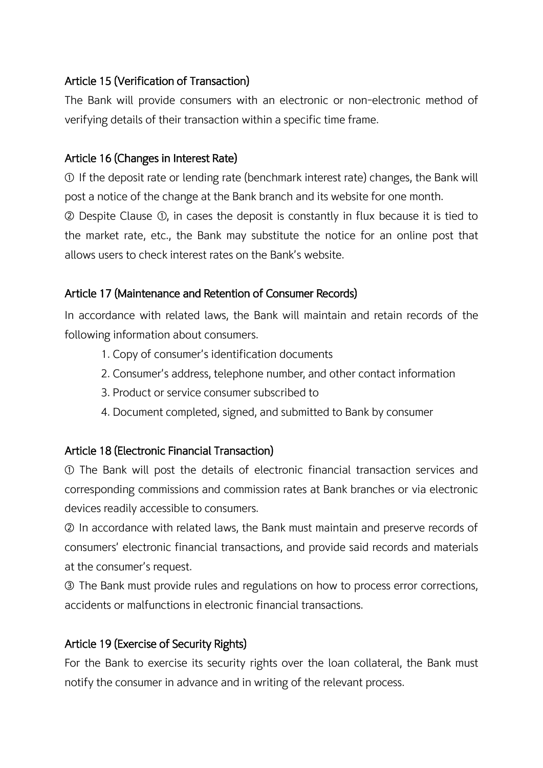### Article 15 (Verification of Transaction)

The Bank will provide consumers with an electronic or non-electronic method of verifying details of their transaction within a specific time frame.

### Article 16 (Changes in Interest Rate)

① If the deposit rate or lending rate (benchmark interest rate) changes, the Bank will post a notice of the change at the Bank branch and its website for one month.

② Despite Clause ①, in cases the deposit is constantly in flux because it is tied to the market rate, etc., the Bank may substitute the notice for an online post that allows users to check interest rates on the Bank's website.

### Article 17 (Maintenance and Retention of Consumer Records)

In accordance with related laws, the Bank will maintain and retain records of the following information about consumers.

1. Copy of consumer's identification documents
2. Consumer's address, telephone number, and other contact information
3. Product or service consumer subscribed to
4. Document completed, signed, and submitted to Bank by consumer

### Article 18 (Electronic Financial Transaction)

① The Bank will post the details of electronic financial transaction services and corresponding commissions and commission rates at Bank branches or via electronic devices readily accessible to consumers.

② In accordance with related laws, the Bank must maintain and preserve records of consumers' electronic financial transactions, and provide said records and materials at the consumer's request.

③ The Bank must provide rules and regulations on how to process error corrections, accidents or malfunctions in electronic financial transactions.

### Article 19 (Exercise of Security Rights)

For the Bank to exercise its security rights over the loan collateral, the Bank must notify the consumer in advance and in writing of the relevant process.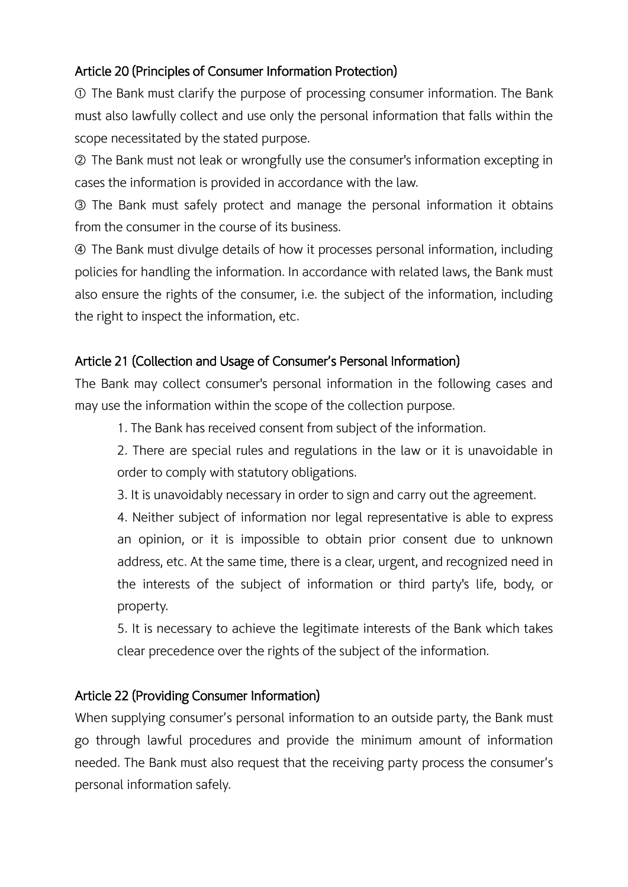### Article 20 (Principles of Consumer Information Protection)

① The Bank must clarify the purpose of processing consumer information. The Bank must also lawfully collect and use only the personal information that falls within the scope necessitated by the stated purpose.

② The Bank must not leak or wrongfully use the consumer's information excepting in cases the information is provided in accordance with the law.

③ The Bank must safely protect and manage the personal information it obtains from the consumer in the course of its business.

④ The Bank must divulge details of how it processes personal information, including policies for handling the information. In accordance with related laws, the Bank must also ensure the rights of the consumer, i.e. the subject of the information, including the right to inspect the information, etc.

### Article 21 (Collection and Usage of Consumer's Personal Information)

The Bank may collect consumer's personal information in the following cases and may use the information within the scope of the collection purpose.

1. The Bank has received consent from subject of the information.
2. There are special rules and regulations in the law or it is unavoidable in order to comply with statutory obligations.
3. It is unavoidably necessary in order to sign and carry out the agreement.
4. Neither subject of information nor legal representative is able to express an opinion, or it is impossible to obtain prior consent due to unknown address, etc. At the same time, there is a clear, urgent, and recognized need in the interests of the subject of information or third party's life, body, or property.
5. It is necessary to achieve the legitimate interests of the Bank which takes clear precedence over the rights of the subject of the information.

### Article 22 (Providing Consumer Information)

When supplying consumer's personal information to an outside party, the Bank must go through lawful procedures and provide the minimum amount of information needed. The Bank must also request that the receiving party process the consumer's personal information safely.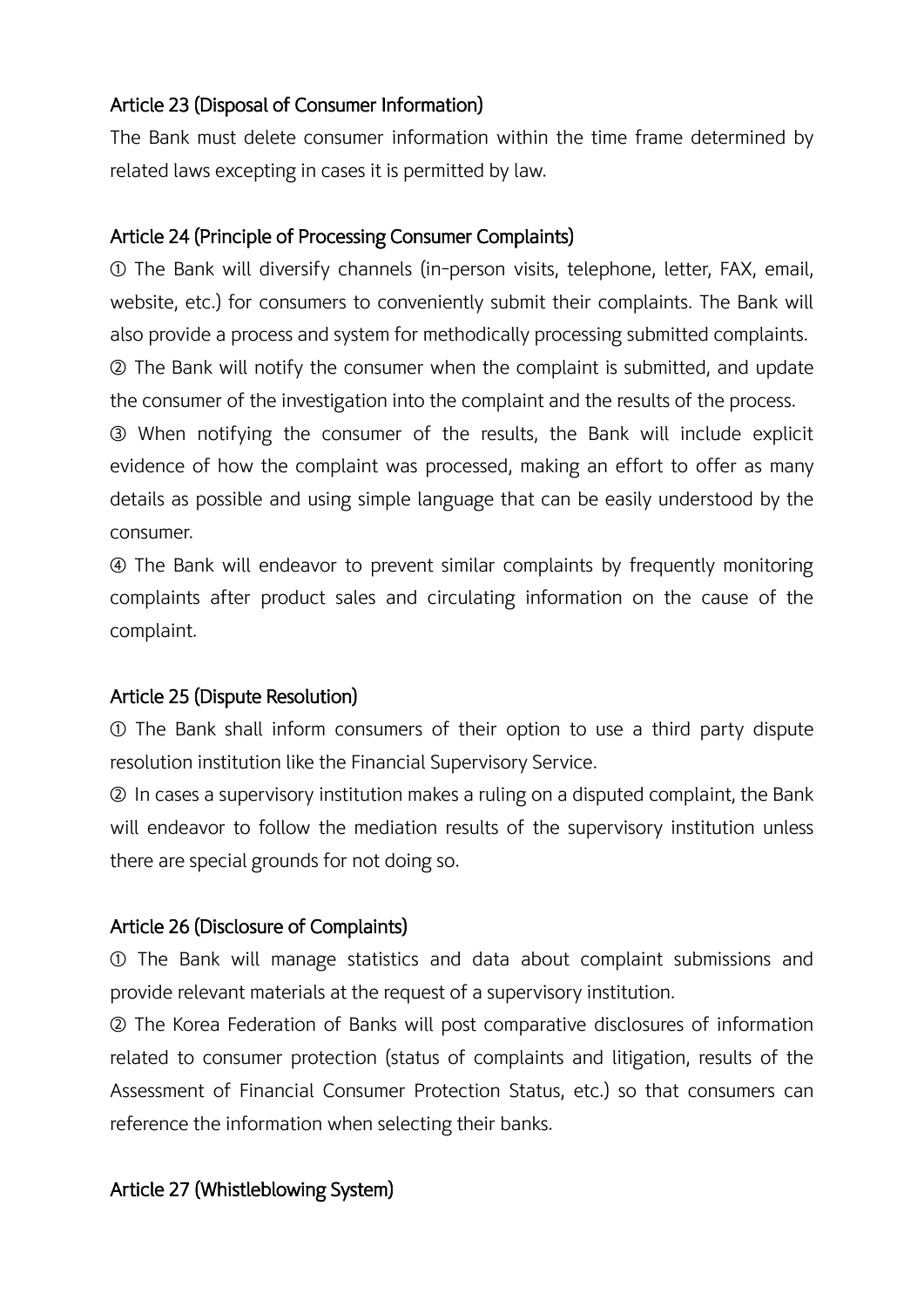### Article 23 (Disposal of Consumer Information)

The Bank must delete consumer information within the time frame determined by related laws excepting in cases it is permitted by law.

### Article 24 (Principle of Processing Consumer Complaints)

① The Bank will diversify channels (in-person visits, telephone, letter, FAX, email, website, etc.) for consumers to conveniently submit their complaints. The Bank will also provide a process and system for methodically processing submitted complaints.

② The Bank will notify the consumer when the complaint is submitted, and update the consumer of the investigation into the complaint and the results of the process.

③ When notifying the consumer of the results, the Bank will include explicit evidence of how the complaint was processed, making an effort to offer as many details as possible and using simple language that can be easily understood by the consumer.

④ The Bank will endeavor to prevent similar complaints by frequently monitoring complaints after product sales and circulating information on the cause of the complaint.

### Article 25 (Dispute Resolution)

① The Bank shall inform consumers of their option to use a third party dispute resolution institution like the Financial Supervisory Service.

② In cases a supervisory institution makes a ruling on a disputed complaint, the Bank will endeavor to follow the mediation results of the supervisory institution unless there are special grounds for not doing so.

### Article 26 (Disclosure of Complaints)

① The Bank will manage statistics and data about complaint submissions and provide relevant materials at the request of a supervisory institution.

② The Korea Federation of Banks will post comparative disclosures of information related to consumer protection (status of complaints and litigation, results of the Assessment of Financial Consumer Protection Status, etc.) so that consumers can reference the information when selecting their banks.

### Article 27 (Whistleblowing System)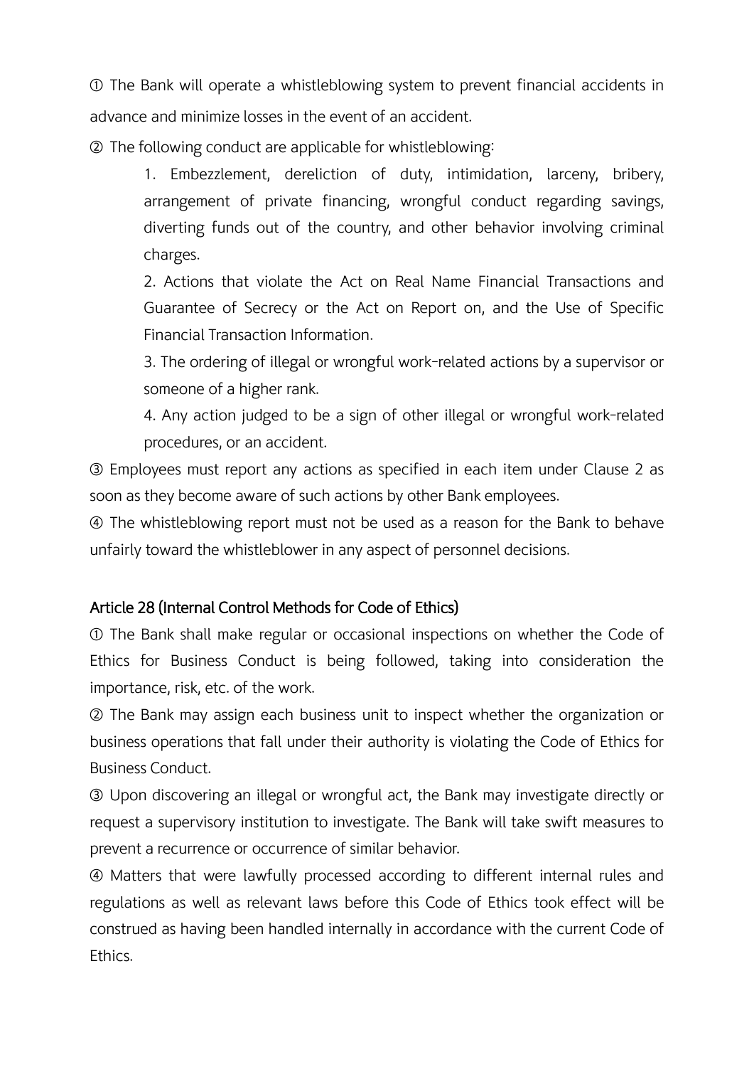① The Bank will operate a whistleblowing system to prevent financial accidents in advance and minimize losses in the event of an accident.

② The following conduct are applicable for whistleblowing:

1. Embezzlement, dereliction of duty, intimidation, larceny, bribery, arrangement of private financing, wrongful conduct regarding savings, diverting funds out of the country, and other behavior involving criminal charges.
2. Actions that violate the Act on Real Name Financial Transactions and Guarantee of Secrecy or the Act on Report on, and the Use of Specific Financial Transaction Information.
3. The ordering of illegal or wrongful work-related actions by a supervisor or someone of a higher rank.
4. Any action judged to be a sign of other illegal or wrongful work-related procedures, or an accident.

③ Employees must report any actions as specified in each item under Clause 2 as soon as they become aware of such actions by other Bank employees.

④ The whistleblowing report must not be used as a reason for the Bank to behave unfairly toward the whistleblower in any aspect of personnel decisions.

## Article 28 (Internal Control Methods for Code of Ethics)

① The Bank shall make regular or occasional inspections on whether the Code of Ethics for Business Conduct is being followed, taking into consideration the importance, risk, etc. of the work.

② The Bank may assign each business unit to inspect whether the organization or business operations that fall under their authority is violating the Code of Ethics for Business Conduct.

③ Upon discovering an illegal or wrongful act, the Bank may investigate directly or request a supervisory institution to investigate. The Bank will take swift measures to prevent a recurrence or occurrence of similar behavior.

④ Matters that were lawfully processed according to different internal rules and regulations as well as relevant laws before this Code of Ethics took effect will be construed as having been handled internally in accordance with the current Code of Ethics.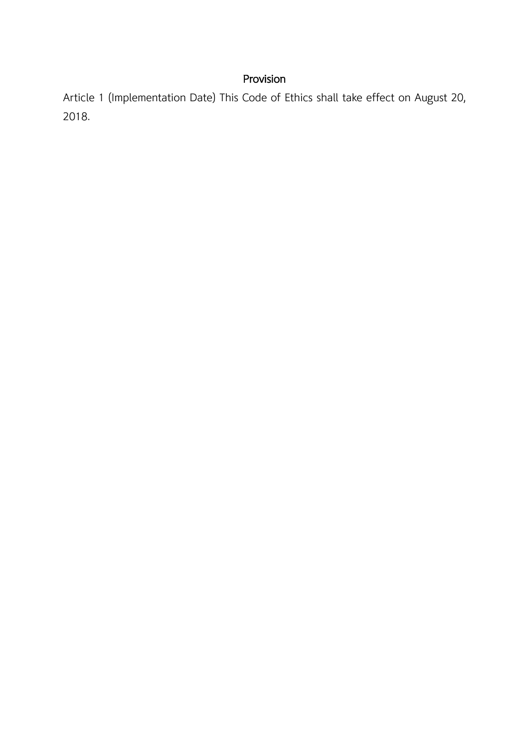## Provision

Article 1 (Implementation Date) This Code of Ethics shall take effect on August 20, 2018.